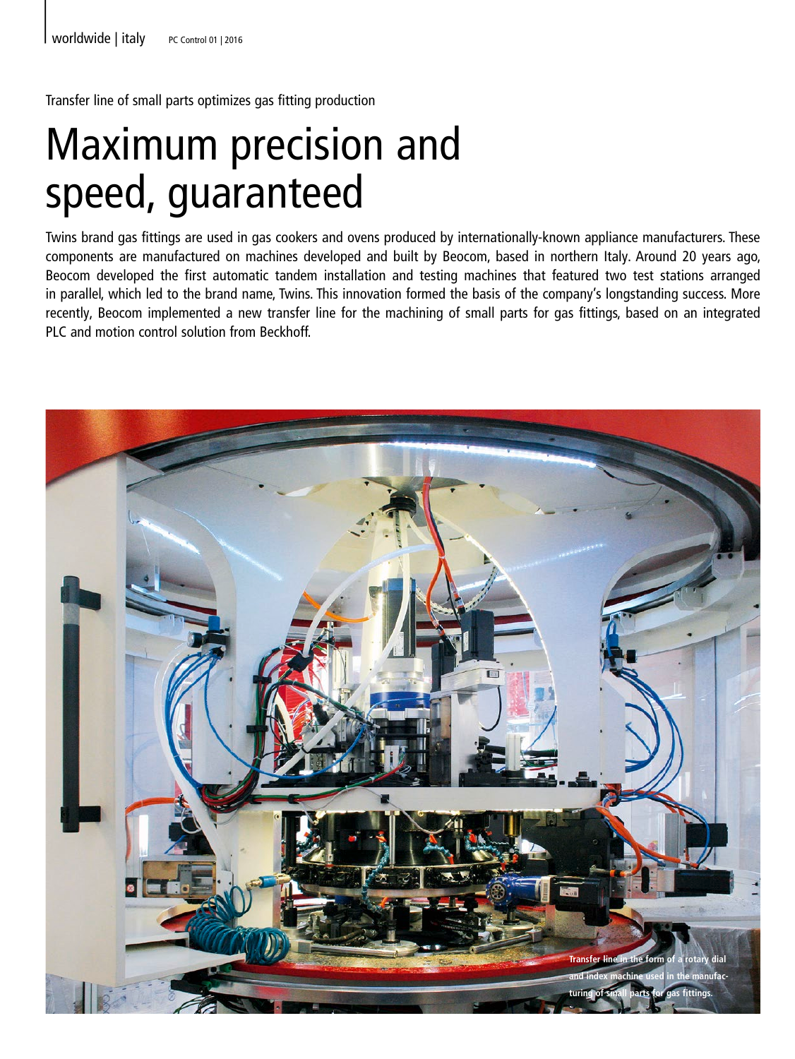Transfer line of small parts optimizes gas fitting production

# Maximum precision and speed, guaranteed

Twins brand gas fittings are used in gas cookers and ovens produced by internationally-known appliance manufacturers. These components are manufactured on machines developed and built by Beocom, based in northern Italy. Around 20 years ago, Beocom developed the first automatic tandem installation and testing machines that featured two test stations arranged in parallel, which led to the brand name, Twins. This innovation formed the basis of the company's longstanding success. More recently, Beocom implemented a new transfer line for the machining of small parts for gas fittings, based on an integrated PLC and motion control solution from Beckhoff.

Transfer line in the form of a rotary dial and index machine used in the manufacturing of small parts for gas fittings.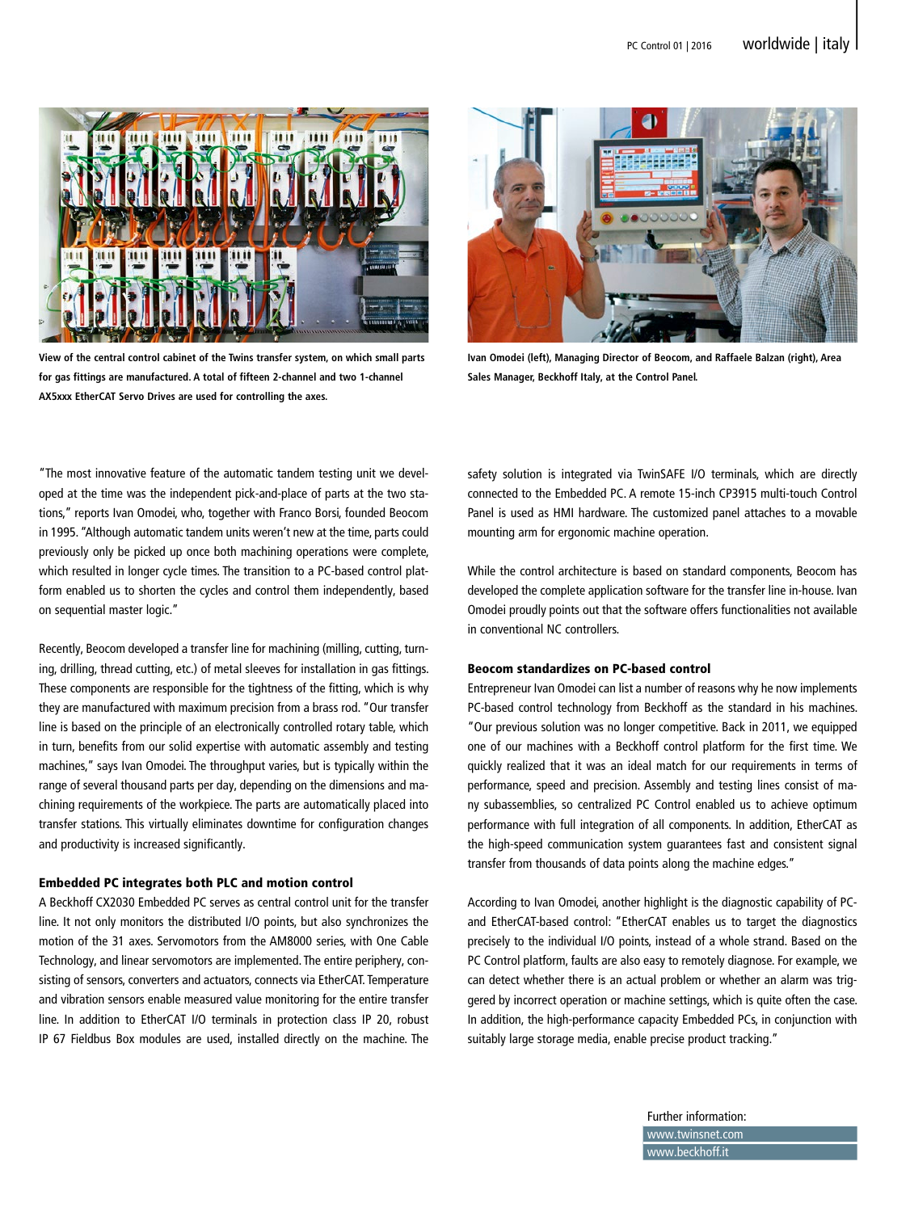View of the central control cabinet of the Twins transfer system, on which small parts for gas fittings are manufactured. A total of fifteen 2-channel and two 1-channel AX5xxx EtherCAT Servo Drives are used for controlling the axes.

Ivan Omodei (left), Managing Director of Beocom, and Raffaele Balzan (right), Area Sales Manager, Beckhoff Italy, at the Control Panel.

"The most innovative feature of the automatic tandem testing unit we developed at the time was the independent pick-and-place of parts at the two stations," reports Ivan Omodei, who, together with Franco Borsi, founded Beocom in 1995. "Although automatic tandem units weren't new at the time, parts could previously only be picked up once both machining operations were complete, which resulted in longer cycle times. The transition to a PC-based control platform enabled us to shorten the cycles and control them independently, based on sequential master logic."

Recently, Beocom developed a transfer line for machining (milling, cutting, turning, drilling, thread cutting, etc.) of metal sleeves for installation in gas fittings. These components are responsible for the tightness of the fitting, which is why they are manufactured with maximum precision from a brass rod. "Our transfer line is based on the principle of an electronically controlled rotary table, which in turn, benefits from our solid expertise with automatic assembly and testing machines," says Ivan Omodei. The throughput varies, but is typically within the range of several thousand parts per day, depending on the dimensions and machining requirements of the workpiece. The parts are automatically placed into transfer stations. This virtually eliminates downtime for configuration changes and productivity is increased significantly.

#### Embedded PC integrates both PLC and motion control

A Beckhoff CX2030 Embedded PC serves as central control unit for the transfer line. It not only monitors the distributed I/O points, but also synchronizes the motion of the 31 axes. Servomotors from the AM8000 series, with One Cable Technology, and linear servomotors are implemented. The entire periphery, consisting of sensors, converters and actuators, connects via EtherCAT. Temperature and vibration sensors enable measured value monitoring for the entire transfer line. In addition to EtherCAT I/O terminals in protection class IP 20, robust IP 67 Fieldbus Box modules are used, installed directly on the machine. The safety solution is integrated via TwinSAFE I/O terminals, which are directly connected to the Embedded PC. A remote 15-inch CP3915 multi-touch Control Panel is used as HMI hardware. The customized panel attaches to a movable mounting arm for ergonomic machine operation.

While the control architecture is based on standard components, Beocom has developed the complete application software for the transfer line in-house. Ivan Omodei proudly points out that the software offers functionalities not available in conventional NC controllers.

#### Beocom standardizes on PC-based control

Entrepreneur Ivan Omodei can list a number of reasons why he now implements PC-based control technology from Beckhoff as the standard in his machines. "Our previous solution was no longer competitive. Back in 2011, we equipped one of our machines with a Beckhoff control platform for the first time. We quickly realized that it was an ideal match for our requirements in terms of performance, speed and precision. Assembly and testing lines consist of many subassemblies, so centralized PC Control enabled us to achieve optimum performance with full integration of all components. In addition, EtherCAT as the high-speed communication system guarantees fast and consistent signal transfer from thousands of data points along the machine edges."

According to Ivan Omodei, another highlight is the diagnostic capability of PC- and EtherCAT-based control: "EtherCAT enables us to target the diagnostics precisely to the individual I/O points, instead of a whole strand. Based on the PC Control platform, faults are also easy to remotely diagnose. For example, we can detect whether there is an actual problem or whether an alarm was triggered by incorrect operation or machine settings, which is quite often the case. In addition, the high-performance capacity Embedded PCs, in conjunction with suitably large storage media, enable precise product tracking."

Further information:
www.twinsnet.com
www.beckhoff.it